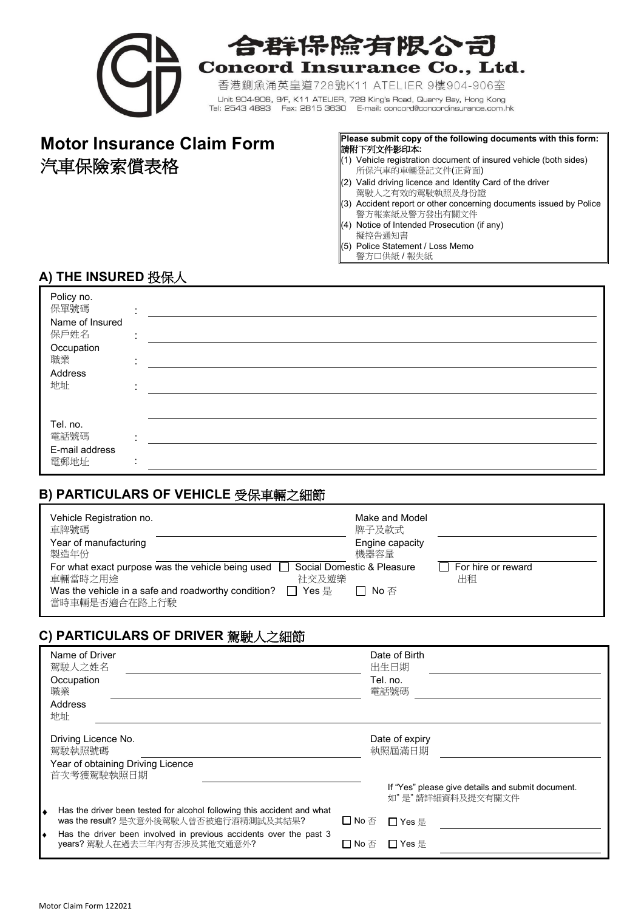# 合群保險有限公司
## Concord Insurance Co., Ltd.

香港鰂魚涌英皇道728號K11 ATELIER 9樓904-906室

Unit 904-906, 9/F, K11 ATELIER, 728 King's Road, Quarry Bay, Hong Kong

Tel: 2543 4893 Fax: 2815 3630 E-mail: concord@concordinsurance.com.hk

# Motor Insurance Claim Form
# 汽車保險索償表格

**Please submit copy of the following documents with this form:**
**請附下列文件影印本:**

1. Vehicle registration document of insured vehicle (both sides)
   所保汽車的車輛登記文件(正背面)
2. Valid driving licence and Identity Card of the driver
   駕駛人之有效的駕駛執照及身份證
3. Accident report or other concerning documents issued by Police
   警方報案紙及警方發出有關文件
4. Notice of Intended Prosecution (if any)
   擬控告通知書
5. Police Statement / Loss Memo
   警方口供紙 / 報失紙

## A) THE INSURED 投保人

Policy no. 保單號碼 : ______________________________

Name of Insured 保戶姓名 : ______________________________

Occupation 職業 : ______________________________

Address 地址 : ______________________________

______________________________

Tel. no. 電話號碼 : ______________________________

E-mail address 電郵地址 : ______________________________

## B) PARTICULARS OF VEHICLE 受保車輛之細節

Vehicle Registration no. 車牌號碼 ______________________ Make and Model 牌子及款式 ______________________

Year of manufacturing 製造年份 ______________________ Engine capacity 機器容量 ______________________

For what exact purpose was the vehicle being used 車輛當時之用途 ☐ Social Domestic & Pleasure 社交及遊樂 ☐ For hire or reward 出租

Was the vehicle in a safe and roadworthy condition? 當時車輛是否適合在路上行駛 ☐ Yes 是 ☐ No 否

## C) PARTICULARS OF DRIVER 駕駛人之細節

Name of Driver 駕駛人之姓名 ______________________ Date of Birth 出生日期 ______________________

Occupation 職業 ______________________ Tel. no. 電話號碼 ______________________

Address 地址 ______________________________

Driving Licence No. 駕駛執照號碼 ______________________ Date of expiry 執照屆滿日期 ______________________

Year of obtaining Driving Licence 首次考獲駕駛執照日期 ______________________

If "Yes" please give details and submit document. 如" 是" 請詳細資料及提交有關文件

- Has the driver been tested for alcohol following this accident and what was the result? 是次意外後駕駛人曾否被進行酒精測試及其結果? ☐ No 否 ☐ Yes 是 ______________________
- Has the driver been involved in previous accidents over the past 3 years? 駕駛人在過去三年內有否涉及其他交通意外? ☐ No 否 ☐ Yes 是 ______________________

Motor Claim Form 122021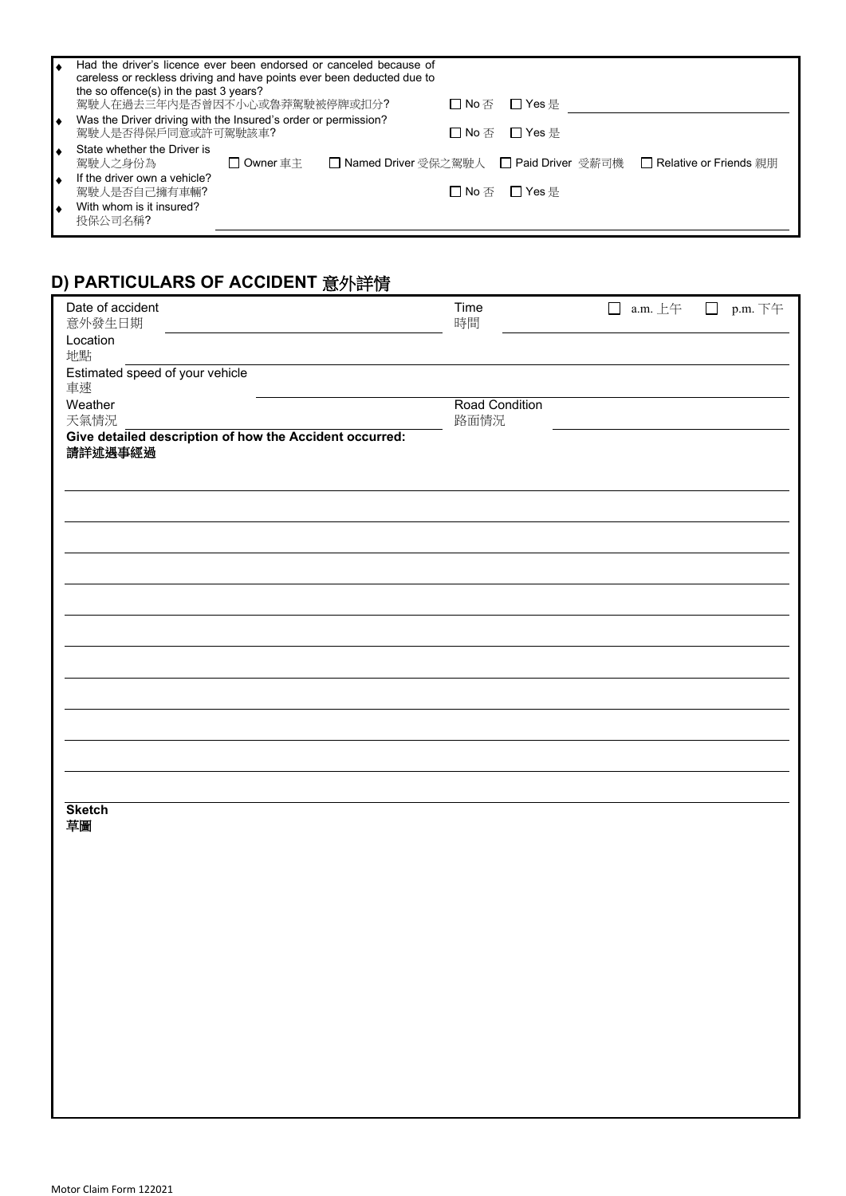- Had the driver's licence ever been endorsed or canceled because of careless or reckless driving and have points ever been deducted due to the so offence(s) in the past 3 years?
  駕駛人在過去三年內是否曾因不小心或魯莽駕駛被停牌或扣分? ☐ No 否 ☐ Yes 是 ______
- Was the Driver driving with the Insured's order or permission?
  駕駛人是否得保戶同意或許可駕駛該車? ☐ No 否 ☐ Yes 是
- State whether the Driver is
  駕駛人之身份為 ☐ Owner 車主 ☐ Named Driver 受保之駕駛人 ☐ Paid Driver 受薪司機 ☐ Relative or Friends 親朋
- If the driver own a vehicle?
  駕駛人是否自己擁有車輛? ☐ No 否 ☐ Yes 是
- With whom is it insured?
  投保公司名稱? ______

## D) PARTICULARS OF ACCIDENT 意外詳情

Date of accident
意外發生日期 ______ Time 時間 ______ ☐ a.m. 上午 ☐ p.m. 下午

Location
地點 ______

Estimated speed of your vehicle
車速 ______

Weather
天氣情況 ______ Road Condition 路面情況 ______

**Give detailed description of how the Accident occurred:**
**請詳述遇事經過**

______

______

______

______

______

______

______

______

______

______

**Sketch**
**草圖**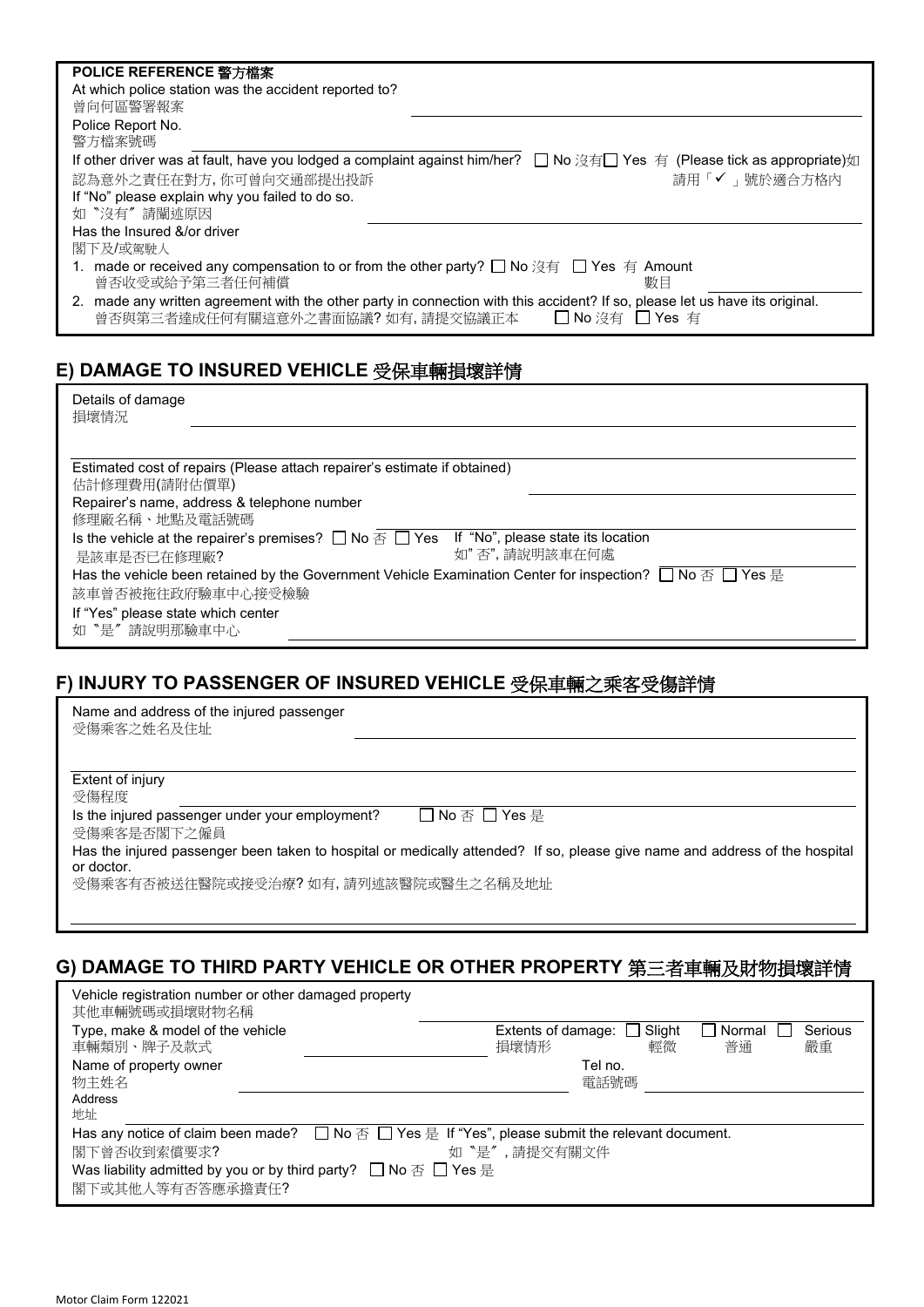**POLICE REFERENCE 警方檔案**

At which police station was the accident reported to?
曾向何區警署報案 ______________________

Police Report No.
警方檔案號碼 ______________________

If other driver was at fault, have you lodged a complaint against him/her? ☐ No 沒有 ☐ Yes 有 (Please tick as appropriate)
如認為意外之責任在對方, 你可曾向交通部提出投訴 請用「✓」號於適合方格內

If "No" please explain why you failed to do so.
如〝沒有〞請闡述原因 ______________________

Has the Insured &/or driver
閣下及/或駕駛人

1. made or received any compensation to or from the other party? ☐ No 沒有 ☐ Yes 有 Amount
   曾否收受或給予第三者任何補償 數目 ______________________
2. made any written agreement with the other party in connection with this accident? If so, please let us have its original.
   曾否與第三者達成任何有關這意外之書面協議? 如有, 請提交協議正本 ☐ No 沒有 ☐ Yes 有

## E) DAMAGE TO INSURED VEHICLE 受保車輛損壞詳情

Details of damage
損壞情況 ______________________

Estimated cost of repairs (Please attach repairer's estimate if obtained)
估計修理費用(請附估價單) ______________________

Repairer's name, address & telephone number
修理廠名稱、地點及電話號碼 ______________________

Is the vehicle at the repairer's premises? ☐ No 否 ☐ Yes If "No", please state its location
是該車是否已在修理廠? 如" 否", 請說明該車在何處 ______________________

Has the vehicle been retained by the Government Vehicle Examination Center for inspection? ☐ No 否 ☐ Yes 是
該車曾否被拖往政府驗車中心接受檢驗

If "Yes" please state which center
如〝是〞請說明那驗車中心 ______________________

## F) INJURY TO PASSENGER OF INSURED VEHICLE 受保車輛之乘客受傷詳情

Name and address of the injured passenger
受傷乘客之姓名及住址 ______________________

Extent of injury
受傷程度 ______________________

Is the injured passenger under your employment? ☐ No 否 ☐ Yes 是
受傷乘客是否閣下之僱員

Has the injured passenger been taken to hospital or medically attended? If so, please give name and address of the hospital or doctor.
受傷乘客有否被送往醫院或接受治療? 如有, 請列述該醫院或醫生之名稱及地址

______________________

## G) DAMAGE TO THIRD PARTY VEHICLE OR OTHER PROPERTY 第三者車輛及財物損壞詳情

Vehicle registration number or other damaged property
其他車輛號碼或損壞財物名稱 ______________________

Type, make & model of the vehicle
車輛類別、牌子及款式 ______________________

Extents of damage: ☐ Slight ☐ Normal ☐ Serious
損壞情形 輕微 普通 嚴重

Name of property owner
物主姓名 ______________________ Tel no. 電話號碼 ______________________

Address
地址 ______________________

Has any notice of claim been made? ☐ No 否 ☐ Yes 是 If "Yes", please submit the relevant document.
閣下曾否收到索償要求? 如〝是〞, 請提交有關文件

Was liability admitted by you or by third party? ☐ No 否 ☐ Yes 是
閣下或其他人等有否答應承擔責任?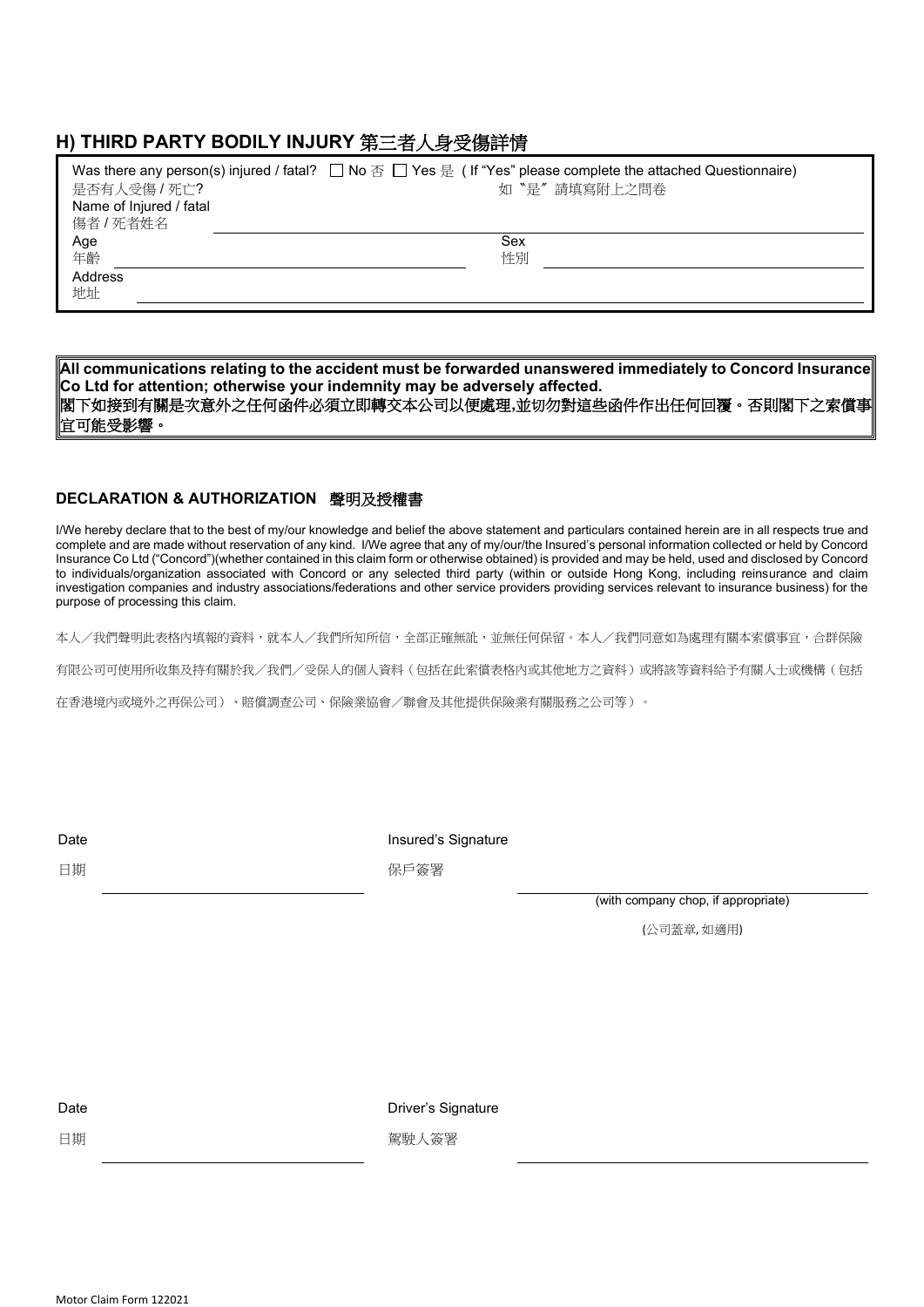## H) THIRD PARTY BODILY INJURY 第三者人身受傷詳情

Was there any person(s) injured / fatal? ☐ No 否 ☐ Yes 是 ( If "Yes" please complete the attached Questionnaire)
是否有人受傷 / 死亡? 如〝是〞請填寫附上之問卷

Name of Injured / fatal
傷者 / 死者姓名 ______________________________

Age
年齡 ______________________________ Sex
性別 ______________________________

Address
地址 ______________________________

**All communications relating to the accident must be forwarded unanswered immediately to Concord Insurance Co Ltd for attention; otherwise your indemnity may be adversely affected.**
**閣下如接到有關是次意外之任何函件必須立即轉交本公司以便處理,並切勿對這些函件作出任何回覆。否則閣下之索償事宜可能受影響。**

### DECLARATION & AUTHORIZATION 聲明及授權書

I/We hereby declare that to the best of my/our knowledge and belief the above statement and particulars contained herein are in all respects true and complete and are made without reservation of any kind. I/We agree that any of my/our/the Insured's personal information collected or held by Concord Insurance Co Ltd ("Concord")(whether contained in this claim form or otherwise obtained) is provided and may be held, used and disclosed by Concord to individuals/organization associated with Concord or any selected third party (within or outside Hong Kong, including reinsurance and claim investigation companies and industry associations/federations and other service providers providing services relevant to insurance business) for the purpose of processing this claim.

本人／我們聲明此表格內填報的資料，就本人／我們所知所信，全部正確無訛，並無任何保留。本人／我們同意如為處理有關本索償事宜，合群保險有限公司可使用所收集及持有關於我／我們／受保人的個人資料（包括在此索償表格內或其他地方之資料）或將該等資料給予有關人士或機構（包括在香港境內或境外之再保公司）、賠償調查公司、保險業協會／聯會及其他提供保險業有關服務之公司等）。

Date
日期 ______________________________

Insured's Signature
保戶簽署 ______________________________
(with company chop, if appropriate)
(公司蓋章, 如適用)

Date
日期 ______________________________

Driver's Signature
駕駛人簽署 ______________________________

Motor Claim Form 122021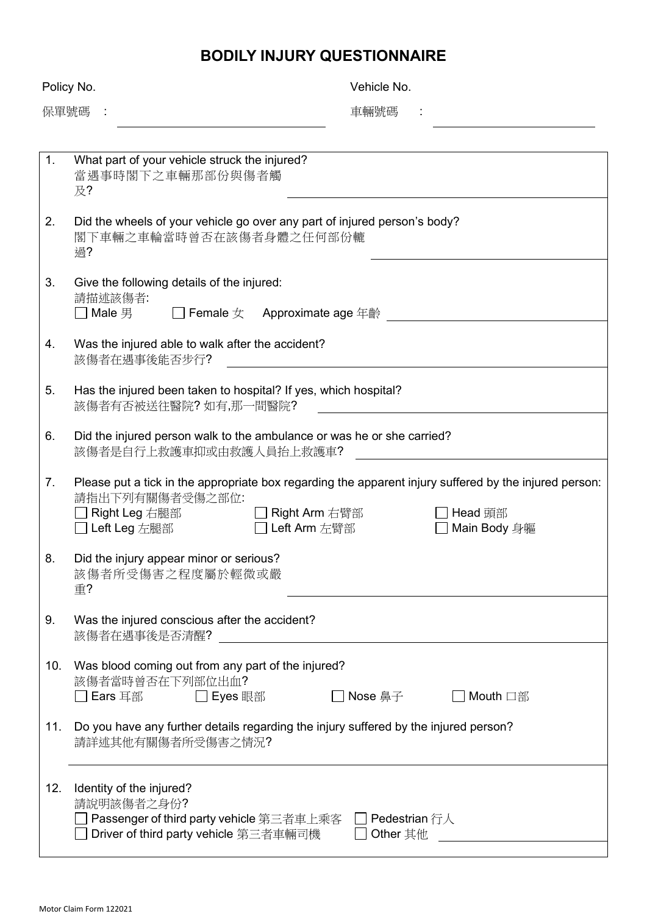# BODILY INJURY QUESTIONNAIRE

Policy No.
保單號碼 : ____________________

Vehicle No.
車輛號碼 : ____________________

1. What part of your vehicle struck the injured?
   當遇事時閣下之車輛那部份與傷者觸及? ____________________

2. Did the wheels of your vehicle go over any part of injured person's body?
   閣下車輛之車輪當時曾否在該傷者身體之任何部份輾過? ____________________

3. Give the following details of the injured:
   請描述該傷者:
   ☐ Male 男 ☐ Female 女 Approximate age 年齡 ____________________

4. Was the injured able to walk after the accident?
   該傷者在遇事後能否步行? ____________________

5. Has the injured been taken to hospital? If yes, which hospital?
   該傷者有否被送往醫院? 如有,那一間醫院? ____________________

6. Did the injured person walk to the ambulance or was he or she carried?
   該傷者是自行上救護車抑或由救護人員抬上救護車? ____________________

7. Please put a tick in the appropriate box regarding the apparent injury suffered by the injured person:
   請指出下列有關傷者受傷之部位:
   ☐ Right Leg 右腿部 ☐ Right Arm 右臂部 ☐ Head 頭部
   ☐ Left Leg 左腿部 ☐ Left Arm 左臂部 ☐ Main Body 身軀

8. Did the injury appear minor or serious?
   該傷者所受傷害之程度屬於輕微或嚴重? ____________________

9. Was the injured conscious after the accident?
   該傷者在遇事後是否清醒? ____________________

10. Was blood coming out from any part of the injured?
    該傷者當時曾否在下列部位出血?
    ☐ Ears 耳部 ☐ Eyes 眼部 ☐ Nose 鼻子 ☐ Mouth 口部

11. Do you have any further details regarding the injury suffered by the injured person?
    請詳述其他有關傷者所受傷害之情況?
    ____________________

12. Identity of the injured?
    請說明該傷者之身份?
    ☐ Passenger of third party vehicle 第三者車上乘客 ☐ Pedestrian 行人
    ☐ Driver of third party vehicle 第三者車輛司機 ☐ Other 其他 ____________________

Motor Claim Form 122021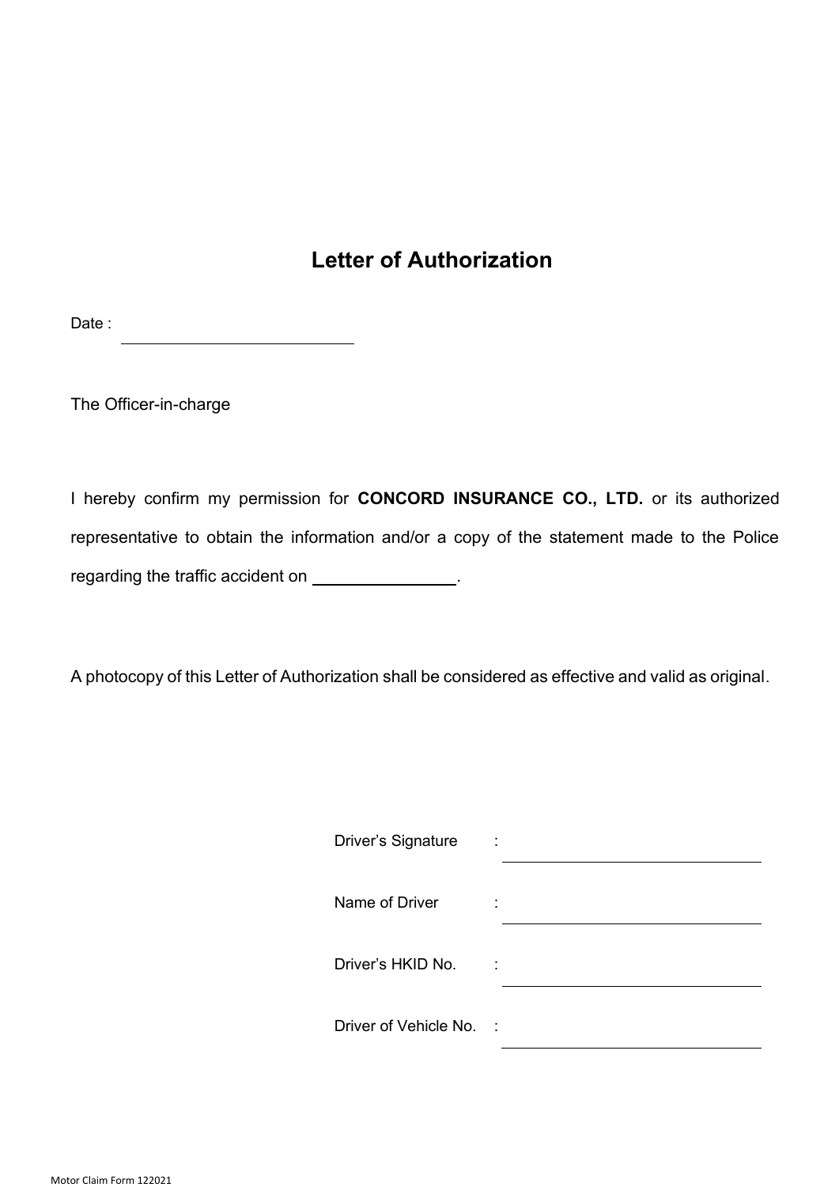# Letter of Authorization

Date : \_\_\_\_\_\_\_\_\_\_\_\_\_\_\_\_\_\_\_\_\_\_\_\_

The Officer-in-charge

I hereby confirm my permission for **CONCORD INSURANCE CO., LTD.** or its authorized representative to obtain the information and/or a copy of the statement made to the Police regarding the traffic accident on \_\_\_\_\_\_\_\_\_\_\_\_\_\_\_.

A photocopy of this Letter of Authorization shall be considered as effective and valid as original.

Driver's Signature : \_\_\_\_\_\_\_\_\_\_\_\_\_\_\_\_\_\_\_\_\_\_\_\_

Name of Driver : \_\_\_\_\_\_\_\_\_\_\_\_\_\_\_\_\_\_\_\_\_\_\_\_

Driver's HKID No. : \_\_\_\_\_\_\_\_\_\_\_\_\_\_\_\_\_\_\_\_\_\_\_\_

Driver of Vehicle No. : \_\_\_\_\_\_\_\_\_\_\_\_\_\_\_\_\_\_\_\_\_\_\_\_